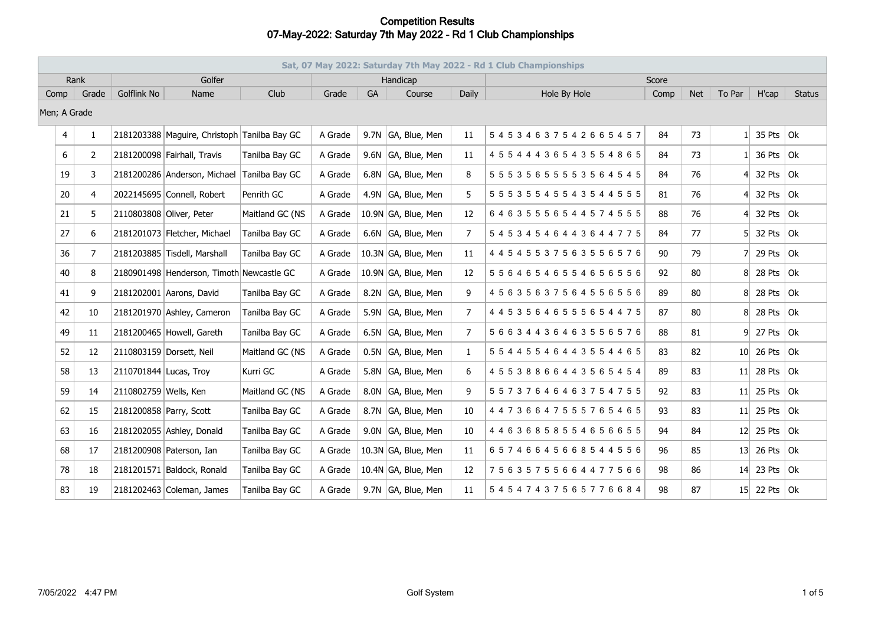# Competition Results
## 07-May-2022: Saturday 7th May 2022 - Rd 1 Club Championships

| Sat, 07 May 2022: Saturday 7th May 2022 - Rd 1 Club Championships | | | | | | | | | | | | | | | |
|---|---|---|---|---|---|---|---|---|---|---|---|---|---|---|---|
| Rank | | Golfer | | | Handicap | | | | Score | | | | | | |
| Comp | Grade | Golflink No | Name | Club | Grade | GA | Course | Daily | Hole By Hole | Comp | Net | To Par | H'cap | Status |
| Men; A Grade | | | | | | | | | | | | | | |
| 4 | 1 | 2181203388 | Maguire, Christoph | Tanilba Bay GC | A Grade | 9.7N | GA, Blue, Men | 11 | 5 4 5 3 4 6 3 7 5 4 2 6 6 5 4 5 7 | 84 | 73 | 1 | 35 Pts | Ok |
| 6 | 2 | 2181200098 | Fairhall, Travis | Tanilba Bay GC | A Grade | 9.6N | GA, Blue, Men | 11 | 4 5 5 4 4 4 3 6 5 4 3 5 5 4 8 6 5 | 84 | 73 | 1 | 36 Pts | Ok |
| 19 | 3 | 2181200286 | Anderson, Michael | Tanilba Bay GC | A Grade | 6.8N | GA, Blue, Men | 8 | 5 5 5 3 5 6 5 5 5 5 3 5 6 4 5 4 5 | 84 | 76 | 4 | 32 Pts | Ok |
| 20 | 4 | 2022145695 | Connell, Robert | Penrith GC | A Grade | 4.9N | GA, Blue, Men | 5 | 5 5 5 3 5 5 4 5 5 4 3 5 4 4 5 5 5 | 81 | 76 | 4 | 32 Pts | Ok |
| 21 | 5 | 2110803808 | Oliver, Peter | Maitland GC (NS | A Grade | 10.9N | GA, Blue, Men | 12 | 6 4 6 3 5 5 5 6 5 4 4 5 7 4 5 5 5 | 88 | 76 | 4 | 32 Pts | Ok |
| 27 | 6 | 2181201073 | Fletcher, Michael | Tanilba Bay GC | A Grade | 6.6N | GA, Blue, Men | 7 | 5 4 5 3 4 5 4 6 4 4 3 6 4 4 7 7 5 | 84 | 77 | 5 | 32 Pts | Ok |
| 36 | 7 | 2181203885 | Tisdell, Marshall | Tanilba Bay GC | A Grade | 10.3N | GA, Blue, Men | 11 | 4 4 5 4 5 5 3 7 5 6 3 5 5 6 5 7 6 | 90 | 79 | 7 | 29 Pts | Ok |
| 40 | 8 | 2180901498 | Henderson, Timoth | Newcastle GC | A Grade | 10.9N | GA, Blue, Men | 12 | 5 5 6 4 6 5 4 6 5 5 4 6 5 6 5 5 6 | 92 | 80 | 8 | 28 Pts | Ok |
| 41 | 9 | 2181202001 | Aarons, David | Tanilba Bay GC | A Grade | 8.2N | GA, Blue, Men | 9 | 4 5 6 3 5 6 3 7 5 6 4 5 5 6 5 5 6 | 89 | 80 | 8 | 28 Pts | Ok |
| 42 | 10 | 2181201970 | Ashley, Cameron | Tanilba Bay GC | A Grade | 5.9N | GA, Blue, Men | 7 | 4 4 5 3 5 6 4 6 5 5 5 6 5 4 4 7 5 | 87 | 80 | 8 | 28 Pts | Ok |
| 49 | 11 | 2181200465 | Howell, Gareth | Tanilba Bay GC | A Grade | 6.5N | GA, Blue, Men | 7 | 5 6 6 3 4 4 3 6 4 6 3 5 5 6 5 7 6 | 88 | 81 | 9 | 27 Pts | Ok |
| 52 | 12 | 2110803159 | Dorsett, Neil | Maitland GC (NS | A Grade | 0.5N | GA, Blue, Men | 1 | 5 5 4 4 5 5 4 6 4 4 3 5 5 4 4 6 5 | 83 | 82 | 10 | 26 Pts | Ok |
| 58 | 13 | 2110701844 | Lucas, Troy | Kurri GC | A Grade | 5.8N | GA, Blue, Men | 6 | 4 5 5 3 8 8 6 6 4 4 3 5 6 5 4 5 4 | 89 | 83 | 11 | 28 Pts | Ok |
| 59 | 14 | 2110802759 | Wells, Ken | Maitland GC (NS | A Grade | 8.0N | GA, Blue, Men | 9 | 5 5 7 3 7 6 4 6 4 6 3 7 5 4 7 5 5 | 92 | 83 | 11 | 25 Pts | Ok |
| 62 | 15 | 2181200858 | Parry, Scott | Tanilba Bay GC | A Grade | 8.7N | GA, Blue, Men | 10 | 4 4 7 3 6 6 4 7 5 5 5 7 6 5 4 6 5 | 93 | 83 | 11 | 25 Pts | Ok |
| 63 | 16 | 2181202055 | Ashley, Donald | Tanilba Bay GC | A Grade | 9.0N | GA, Blue, Men | 10 | 4 4 6 3 6 8 5 8 5 5 4 6 5 6 6 5 5 | 94 | 84 | 12 | 25 Pts | Ok |
| 68 | 17 | 2181200908 | Paterson, Ian | Tanilba Bay GC | A Grade | 10.3N | GA, Blue, Men | 11 | 6 5 7 4 6 6 4 5 6 6 8 5 4 4 5 5 6 | 96 | 85 | 13 | 26 Pts | Ok |
| 78 | 18 | 2181201571 | Baldock, Ronald | Tanilba Bay GC | A Grade | 10.4N | GA, Blue, Men | 12 | 7 5 6 3 5 7 5 5 6 6 4 4 7 7 5 6 6 | 98 | 86 | 14 | 23 Pts | Ok |
| 83 | 19 | 2181202463 | Coleman, James | Tanilba Bay GC | A Grade | 9.7N | GA, Blue, Men | 11 | 5 4 5 4 7 4 3 7 5 6 5 7 7 6 6 8 4 | 98 | 87 | 15 | 22 Pts | Ok |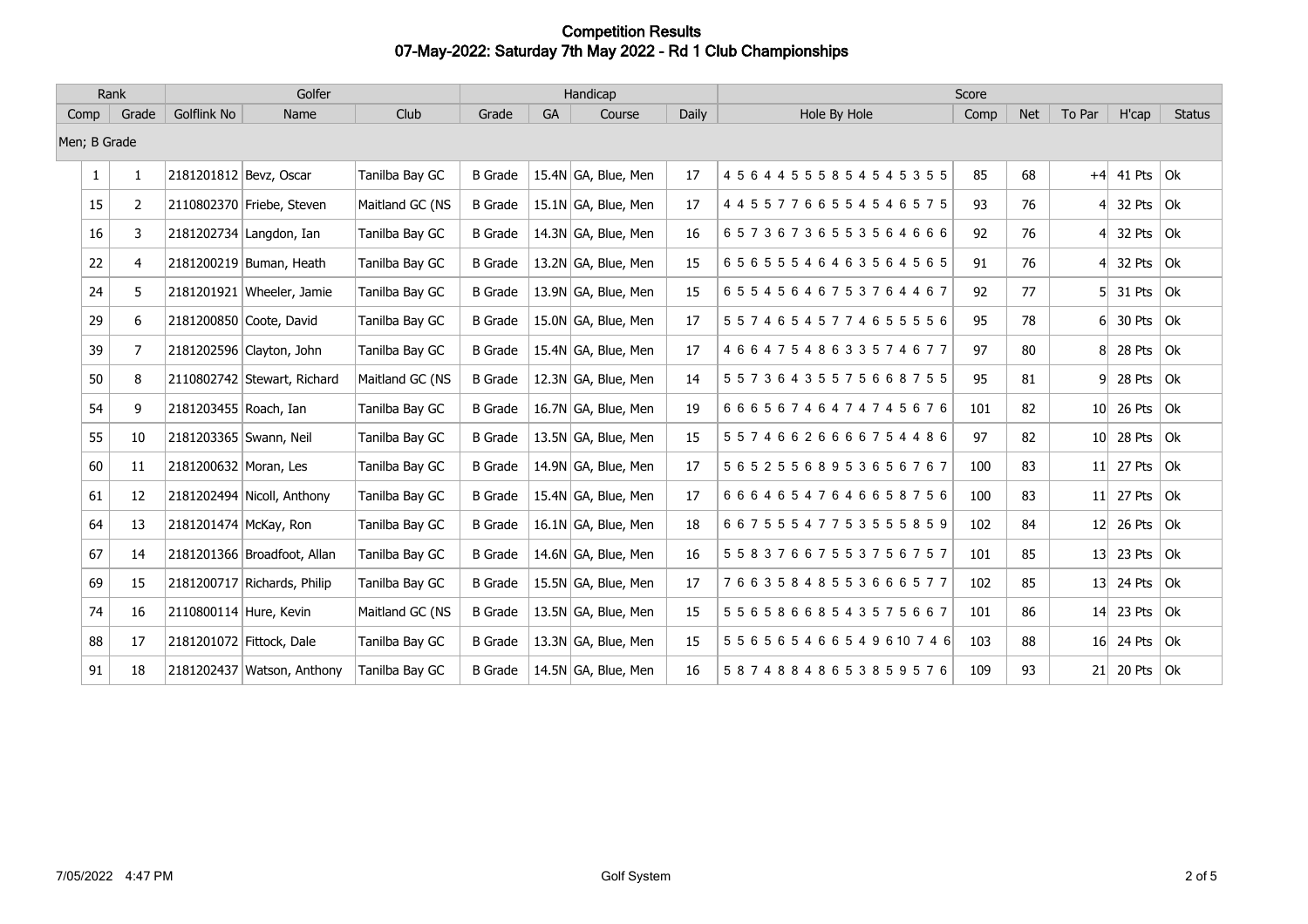# Competition Results
## 07-May-2022: Saturday 7th May 2022 - Rd 1 Club Championships

| Rank | | Golfer | | | Handicap | | | | Score | | | | | |
|---|---|---|---|---|---|---|---|---|---|---|---|---|---|---|
| Comp | Grade | Golflink No | Name | Club | Grade | GA | Course | Daily | Hole By Hole | Comp | Net | To Par | H'cap | Status |
| Men; B Grade | | | | | | | | | | | | | | |
| 1 | 1 | 2181201812 | Bevz, Oscar | Tanilba Bay GC | B Grade | 15.4N | GA, Blue, Men | 17 | 4 5 6 4 4 5 5 5 8 5 4 5 4 5 3 5 5 | 85 | 68 | +4 | 41 Pts | Ok |
| 15 | 2 | 2110802370 | Friebe, Steven | Maitland GC (NS | B Grade | 15.1N | GA, Blue, Men | 17 | 4 4 5 5 7 7 6 6 5 5 4 5 4 6 5 7 5 | 93 | 76 | 4 | 32 Pts | Ok |
| 16 | 3 | 2181202734 | Langdon, Ian | Tanilba Bay GC | B Grade | 14.3N | GA, Blue, Men | 16 | 6 5 7 3 6 7 3 6 5 5 3 5 6 4 6 6 6 | 92 | 76 | 4 | 32 Pts | Ok |
| 22 | 4 | 2181200219 | Buman, Heath | Tanilba Bay GC | B Grade | 13.2N | GA, Blue, Men | 15 | 6 5 6 5 5 5 4 6 4 6 3 5 6 4 5 6 5 | 91 | 76 | 4 | 32 Pts | Ok |
| 24 | 5 | 2181201921 | Wheeler, Jamie | Tanilba Bay GC | B Grade | 13.9N | GA, Blue, Men | 15 | 6 5 5 4 5 6 4 6 7 5 3 7 6 4 4 6 7 | 92 | 77 | 5 | 31 Pts | Ok |
| 29 | 6 | 2181200850 | Coote, David | Tanilba Bay GC | B Grade | 15.0N | GA, Blue, Men | 17 | 5 5 7 4 6 5 4 5 7 7 4 6 5 5 5 5 6 | 95 | 78 | 6 | 30 Pts | Ok |
| 39 | 7 | 2181202596 | Clayton, John | Tanilba Bay GC | B Grade | 15.4N | GA, Blue, Men | 17 | 4 6 6 4 7 5 4 8 6 3 3 5 7 4 6 7 7 | 97 | 80 | 8 | 28 Pts | Ok |
| 50 | 8 | 2110802742 | Stewart, Richard | Maitland GC (NS | B Grade | 12.3N | GA, Blue, Men | 14 | 5 5 7 3 6 4 3 5 5 7 5 6 6 8 7 5 5 | 95 | 81 | 9 | 28 Pts | Ok |
| 54 | 9 | 2181203455 | Roach, Ian | Tanilba Bay GC | B Grade | 16.7N | GA, Blue, Men | 19 | 6 6 6 5 6 7 4 6 4 7 4 7 4 5 6 7 6 | 101 | 82 | 10 | 26 Pts | Ok |
| 55 | 10 | 2181203365 | Swann, Neil | Tanilba Bay GC | B Grade | 13.5N | GA, Blue, Men | 15 | 5 5 7 4 6 6 2 6 6 6 6 7 5 4 4 8 6 | 97 | 82 | 10 | 28 Pts | Ok |
| 60 | 11 | 2181200632 | Moran, Les | Tanilba Bay GC | B Grade | 14.9N | GA, Blue, Men | 17 | 5 6 5 2 5 5 6 8 9 5 3 6 5 6 7 6 7 | 100 | 83 | 11 | 27 Pts | Ok |
| 61 | 12 | 2181202494 | Nicoll, Anthony | Tanilba Bay GC | B Grade | 15.4N | GA, Blue, Men | 17 | 6 6 6 4 6 5 4 7 6 4 6 6 5 8 7 5 6 | 100 | 83 | 11 | 27 Pts | Ok |
| 64 | 13 | 2181201474 | McKay, Ron | Tanilba Bay GC | B Grade | 16.1N | GA, Blue, Men | 18 | 6 6 7 5 5 5 4 7 7 5 3 5 5 5 8 5 9 | 102 | 84 | 12 | 26 Pts | Ok |
| 67 | 14 | 2181201366 | Broadfoot, Allan | Tanilba Bay GC | B Grade | 14.6N | GA, Blue, Men | 16 | 5 5 8 3 7 6 6 7 5 5 3 7 5 6 7 5 7 | 101 | 85 | 13 | 23 Pts | Ok |
| 69 | 15 | 2181200717 | Richards, Philip | Tanilba Bay GC | B Grade | 15.5N | GA, Blue, Men | 17 | 7 6 6 3 5 8 4 8 5 5 3 6 6 6 5 7 7 | 102 | 85 | 13 | 24 Pts | Ok |
| 74 | 16 | 2110800114 | Hure, Kevin | Maitland GC (NS | B Grade | 13.5N | GA, Blue, Men | 15 | 5 5 6 5 8 6 6 8 5 4 3 5 7 5 6 6 7 | 101 | 86 | 14 | 23 Pts | Ok |
| 88 | 17 | 2181201072 | Fittock, Dale | Tanilba Bay GC | B Grade | 13.3N | GA, Blue, Men | 15 | 5 5 6 5 6 5 4 6 6 5 4 9 6 10 7 4 6 | 103 | 88 | 16 | 24 Pts | Ok |
| 91 | 18 | 2181202437 | Watson, Anthony | Tanilba Bay GC | B Grade | 14.5N | GA, Blue, Men | 16 | 5 8 7 4 8 8 4 8 6 5 3 8 5 9 5 7 6 | 109 | 93 | 21 | 20 Pts | Ok |

7/05/2022 4:47 PM — Golf System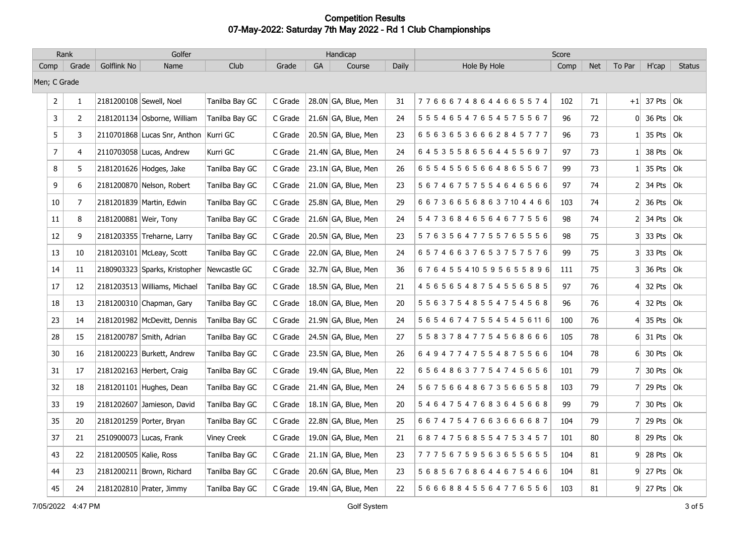# Competition Results
## 07-May-2022: Saturday 7th May 2022 - Rd 1 Club Championships

| Rank | | Golfer | | | Handicap | | | | Score | | | | | |
|---|---|---|---|---|---|---|---|---|---|---|---|---|---|---|
| Comp | Grade | Golflink No | Name | Club | Grade | GA | Course | Daily | Hole By Hole | Comp | Net | To Par | H'cap | Status |
| Men; C Grade | | | | | | | | | | | | | | |
| 2 | 1 | 2181200108 | Sewell, Noel | Tanilba Bay GC | C Grade | 28.0N | GA, Blue, Men | 31 | 7 7 6 6 6 7 4 8 6 4 4 6 6 5 5 7 4 | 102 | 71 | +1 | 37 Pts | Ok |
| 3 | 2 | 2181201134 | Osborne, William | Tanilba Bay GC | C Grade | 21.6N | GA, Blue, Men | 24 | 5 5 5 4 6 5 4 7 6 5 4 5 7 5 5 6 7 | 96 | 72 | 0 | 36 Pts | Ok |
| 5 | 3 | 2110701868 | Lucas Snr, Anthon | Kurri GC | C Grade | 20.5N | GA, Blue, Men | 23 | 6 5 6 3 6 5 3 6 6 6 2 8 4 5 7 7 7 | 96 | 73 | 1 | 35 Pts | Ok |
| 7 | 4 | 2110703058 | Lucas, Andrew | Kurri GC | C Grade | 21.4N | GA, Blue, Men | 24 | 6 4 5 3 5 5 8 6 5 6 4 4 5 5 6 9 7 | 97 | 73 | 1 | 38 Pts | Ok |
| 8 | 5 | 2181201626 | Hodges, Jake | Tanilba Bay GC | C Grade | 23.1N | GA, Blue, Men | 26 | 6 5 5 4 5 5 6 5 6 6 4 8 6 5 5 6 7 | 99 | 73 | 1 | 35 Pts | Ok |
| 9 | 6 | 2181200870 | Nelson, Robert | Tanilba Bay GC | C Grade | 21.0N | GA, Blue, Men | 23 | 5 6 7 4 6 7 5 7 5 5 4 6 4 6 5 6 6 | 97 | 74 | 2 | 34 Pts | Ok |
| 10 | 7 | 2181201839 | Martin, Edwin | Tanilba Bay GC | C Grade | 25.8N | GA, Blue, Men | 29 | 6 6 7 3 6 6 5 6 8 6 3 7 10 4 4 6 6 | 103 | 74 | 2 | 36 Pts | Ok |
| 11 | 8 | 2181200881 | Weir, Tony | Tanilba Bay GC | C Grade | 21.6N | GA, Blue, Men | 24 | 5 4 7 3 6 8 4 6 5 6 4 6 7 7 5 5 6 | 98 | 74 | 2 | 34 Pts | Ok |
| 12 | 9 | 2181203355 | Treharne, Larry | Tanilba Bay GC | C Grade | 20.5N | GA, Blue, Men | 23 | 5 7 6 3 5 6 4 7 7 5 5 7 6 5 5 5 6 | 98 | 75 | 3 | 33 Pts | Ok |
| 13 | 10 | 2181203101 | McLeay, Scott | Tanilba Bay GC | C Grade | 22.0N | GA, Blue, Men | 24 | 6 5 7 4 6 6 3 7 6 5 3 7 5 7 5 7 6 | 99 | 75 | 3 | 33 Pts | Ok |
| 14 | 11 | 2180903323 | Sparks, Kristopher | Newcastle GC | C Grade | 32.7N | GA, Blue, Men | 36 | 6 7 6 4 5 5 4 10 5 9 5 6 5 5 8 9 6 | 111 | 75 | 3 | 36 Pts | Ok |
| 17 | 12 | 2181203513 | Williams, Michael | Tanilba Bay GC | C Grade | 18.5N | GA, Blue, Men | 21 | 4 5 6 5 6 5 4 8 7 5 4 5 5 6 5 8 5 | 97 | 76 | 4 | 32 Pts | Ok |
| 18 | 13 | 2181200310 | Chapman, Gary | Tanilba Bay GC | C Grade | 18.0N | GA, Blue, Men | 20 | 5 5 6 3 7 5 4 8 5 5 4 7 5 4 5 6 8 | 96 | 76 | 4 | 32 Pts | Ok |
| 23 | 14 | 2181201982 | McDevitt, Dennis | Tanilba Bay GC | C Grade | 21.9N | GA, Blue, Men | 24 | 5 6 5 4 6 7 4 7 5 5 4 5 4 5 6 11 6 | 100 | 76 | 4 | 35 Pts | Ok |
| 28 | 15 | 2181200787 | Smith, Adrian | Tanilba Bay GC | C Grade | 24.5N | GA, Blue, Men | 27 | 5 5 8 3 7 8 4 7 7 5 4 5 6 8 6 6 6 | 105 | 78 | 6 | 31 Pts | Ok |
| 30 | 16 | 2181200223 | Burkett, Andrew | Tanilba Bay GC | C Grade | 23.5N | GA, Blue, Men | 26 | 6 4 9 4 7 7 4 7 5 5 4 8 7 5 5 6 6 | 104 | 78 | 6 | 30 Pts | Ok |
| 31 | 17 | 2181202163 | Herbert, Craig | Tanilba Bay GC | C Grade | 19.4N | GA, Blue, Men | 22 | 6 5 6 4 8 6 3 7 7 5 4 7 4 5 6 5 6 | 101 | 79 | 7 | 30 Pts | Ok |
| 32 | 18 | 2181201101 | Hughes, Dean | Tanilba Bay GC | C Grade | 21.4N | GA, Blue, Men | 24 | 5 6 7 5 6 6 4 8 6 7 3 5 6 6 5 5 8 | 103 | 79 | 7 | 29 Pts | Ok |
| 33 | 19 | 2181202607 | Jamieson, David | Tanilba Bay GC | C Grade | 18.1N | GA, Blue, Men | 20 | 5 4 6 4 7 5 4 7 6 8 3 6 4 5 6 6 8 | 99 | 79 | 7 | 30 Pts | Ok |
| 35 | 20 | 2181201259 | Porter, Bryan | Tanilba Bay GC | C Grade | 22.8N | GA, Blue, Men | 25 | 6 6 7 4 7 5 4 7 6 6 3 6 6 6 6 8 7 | 104 | 79 | 7 | 29 Pts | Ok |
| 37 | 21 | 2510900073 | Lucas, Frank | Viney Creek | C Grade | 19.0N | GA, Blue, Men | 21 | 6 8 7 4 7 5 6 8 5 5 4 7 5 3 4 5 7 | 101 | 80 | 8 | 29 Pts | Ok |
| 43 | 22 | 2181200505 | Kalie, Ross | Tanilba Bay GC | C Grade | 21.1N | GA, Blue, Men | 23 | 7 7 7 5 6 7 5 9 5 6 3 6 5 5 6 5 5 | 104 | 81 | 9 | 28 Pts | Ok |
| 44 | 23 | 2181200211 | Brown, Richard | Tanilba Bay GC | C Grade | 20.6N | GA, Blue, Men | 23 | 5 6 8 5 6 7 6 8 6 4 4 6 7 5 4 6 6 | 104 | 81 | 9 | 27 Pts | Ok |
| 45 | 24 | 2181202810 | Prater, Jimmy | Tanilba Bay GC | C Grade | 19.4N | GA, Blue, Men | 22 | 5 6 6 6 8 8 4 5 5 6 4 7 7 6 5 5 6 | 103 | 81 | 9 | 27 Pts | Ok |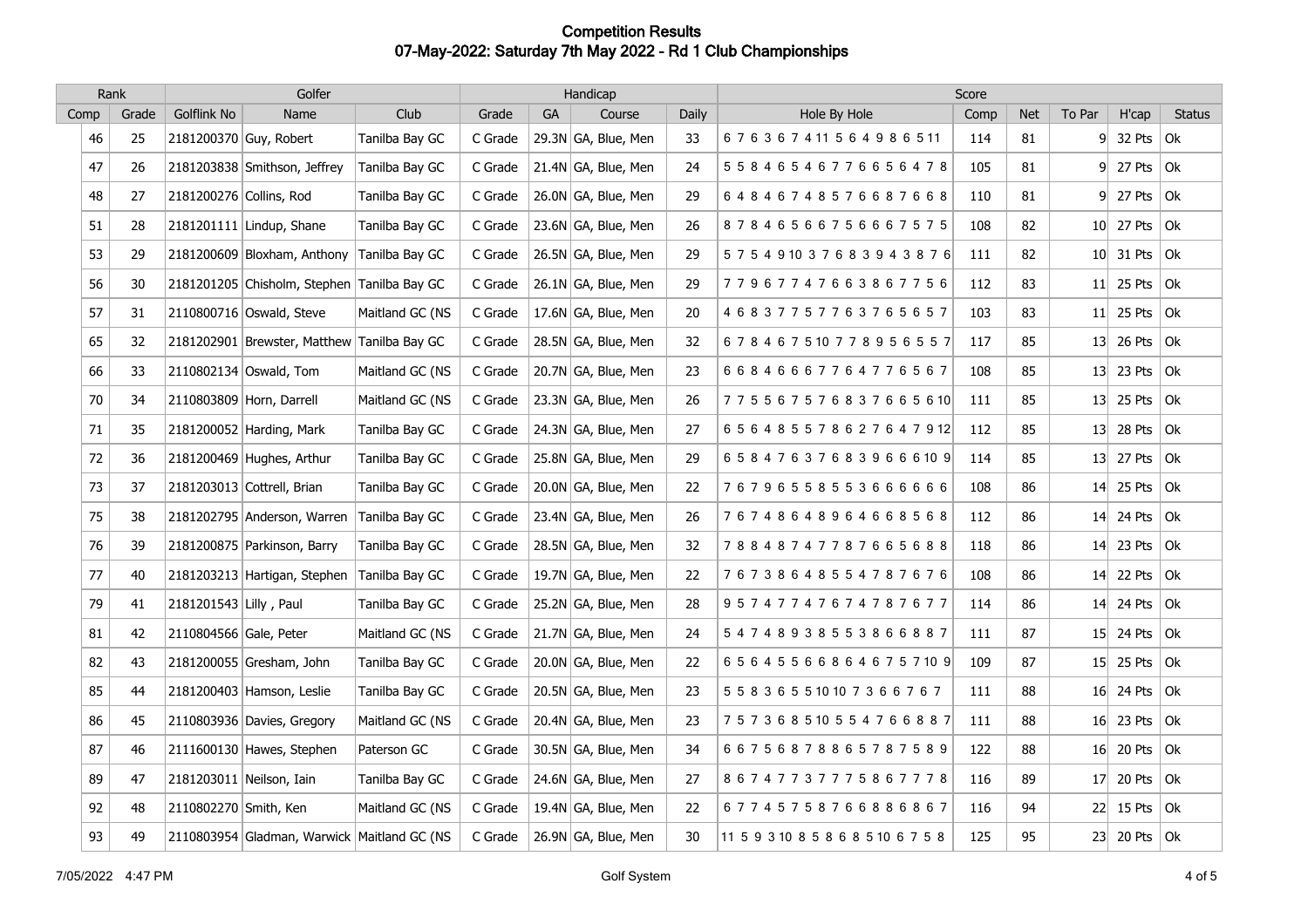# Competition Results

## 07-May-2022: Saturday 7th May 2022 - Rd 1 Club Championships

| Rank | | Golfer | | | Handicap | | | | Score | | | | | |
|---|---|---|---|---|---|---|---|---|---|---|---|---|---|---|
| Comp | Grade | Golflink No | Name | Club | Grade | GA | Course | Daily | Hole By Hole | Comp | Net | To Par | H'cap | Status |
| 46 | 25 | 2181200370 | Guy, Robert | Tanilba Bay GC | C Grade | 29.3N | GA, Blue, Men | 33 | 6 7 6 3 6 7 4 11 5 6 4 9 8 6 5 11 | 114 | 81 | 9 | 32 Pts | Ok |
| 47 | 26 | 2181203838 | Smithson, Jeffrey | Tanilba Bay GC | C Grade | 21.4N | GA, Blue, Men | 24 | 5 5 8 4 6 5 4 6 7 7 6 6 5 6 4 7 8 | 105 | 81 | 9 | 27 Pts | Ok |
| 48 | 27 | 2181200276 | Collins, Rod | Tanilba Bay GC | C Grade | 26.0N | GA, Blue, Men | 29 | 6 4 8 4 6 7 4 8 5 7 6 6 8 7 6 6 8 | 110 | 81 | 9 | 27 Pts | Ok |
| 51 | 28 | 2181201111 | Lindup, Shane | Tanilba Bay GC | C Grade | 23.6N | GA, Blue, Men | 26 | 8 7 8 4 6 5 6 6 7 5 6 6 6 7 5 7 5 | 108 | 82 | 10 | 27 Pts | Ok |
| 53 | 29 | 2181200609 | Bloxham, Anthony | Tanilba Bay GC | C Grade | 26.5N | GA, Blue, Men | 29 | 5 7 5 4 9 10 3 7 6 8 3 9 4 3 8 7 6 | 111 | 82 | 10 | 31 Pts | Ok |
| 56 | 30 | 2181201205 | Chisholm, Stephen | Tanilba Bay GC | C Grade | 26.1N | GA, Blue, Men | 29 | 7 7 9 6 7 7 4 7 6 6 3 8 6 7 7 5 6 | 112 | 83 | 11 | 25 Pts | Ok |
| 57 | 31 | 2110800716 | Oswald, Steve | Maitland GC (NS | C Grade | 17.6N | GA, Blue, Men | 20 | 4 6 8 3 7 7 5 7 7 6 3 7 6 5 6 5 7 | 103 | 83 | 11 | 25 Pts | Ok |
| 65 | 32 | 2181202901 | Brewster, Matthew | Tanilba Bay GC | C Grade | 28.5N | GA, Blue, Men | 32 | 6 7 8 4 6 7 5 10 7 7 8 9 5 6 5 5 7 | 117 | 85 | 13 | 26 Pts | Ok |
| 66 | 33 | 2110802134 | Oswald, Tom | Maitland GC (NS | C Grade | 20.7N | GA, Blue, Men | 23 | 6 6 8 4 6 6 6 7 7 6 4 7 7 6 5 6 7 | 108 | 85 | 13 | 23 Pts | Ok |
| 70 | 34 | 2110803809 | Horn, Darrell | Maitland GC (NS | C Grade | 23.3N | GA, Blue, Men | 26 | 7 7 5 5 6 7 5 7 6 8 3 7 6 6 5 6 10 | 111 | 85 | 13 | 25 Pts | Ok |
| 71 | 35 | 2181200052 | Harding, Mark | Tanilba Bay GC | C Grade | 24.3N | GA, Blue, Men | 27 | 6 5 6 4 8 5 5 7 8 6 2 7 6 4 7 9 12 | 112 | 85 | 13 | 28 Pts | Ok |
| 72 | 36 | 2181200469 | Hughes, Arthur | Tanilba Bay GC | C Grade | 25.8N | GA, Blue, Men | 29 | 6 5 8 4 7 6 3 7 6 8 3 9 6 6 6 10 9 | 114 | 85 | 13 | 27 Pts | Ok |
| 73 | 37 | 2181203013 | Cottrell, Brian | Tanilba Bay GC | C Grade | 20.0N | GA, Blue, Men | 22 | 7 6 7 9 6 5 5 8 5 5 3 6 6 6 6 6 6 | 108 | 86 | 14 | 25 Pts | Ok |
| 75 | 38 | 2181202795 | Anderson, Warren | Tanilba Bay GC | C Grade | 23.4N | GA, Blue, Men | 26 | 7 6 7 4 8 6 4 8 9 6 4 6 6 8 5 6 8 | 112 | 86 | 14 | 24 Pts | Ok |
| 76 | 39 | 2181200875 | Parkinson, Barry | Tanilba Bay GC | C Grade | 28.5N | GA, Blue, Men | 32 | 7 8 8 4 8 7 4 7 7 8 7 6 6 5 6 8 8 | 118 | 86 | 14 | 23 Pts | Ok |
| 77 | 40 | 2181203213 | Hartigan, Stephen | Tanilba Bay GC | C Grade | 19.7N | GA, Blue, Men | 22 | 7 6 7 3 8 6 4 8 5 5 4 7 8 7 6 7 6 | 108 | 86 | 14 | 22 Pts | Ok |
| 79 | 41 | 2181201543 | Lilly , Paul | Tanilba Bay GC | C Grade | 25.2N | GA, Blue, Men | 28 | 9 5 7 4 7 7 4 7 6 7 4 7 8 7 6 7 7 | 114 | 86 | 14 | 24 Pts | Ok |
| 81 | 42 | 2110804566 | Gale, Peter | Maitland GC (NS | C Grade | 21.7N | GA, Blue, Men | 24 | 5 4 7 4 8 9 3 8 5 5 3 8 6 6 8 8 7 | 111 | 87 | 15 | 24 Pts | Ok |
| 82 | 43 | 2181200055 | Gresham, John | Tanilba Bay GC | C Grade | 20.0N | GA, Blue, Men | 22 | 6 5 6 4 5 5 6 6 8 6 4 6 7 5 7 10 9 | 109 | 87 | 15 | 25 Pts | Ok |
| 85 | 44 | 2181200403 | Hamson, Leslie | Tanilba Bay GC | C Grade | 20.5N | GA, Blue, Men | 23 | 5 5 8 3 6 5 5 10 10 7 3 6 6 7 6 7 | 111 | 88 | 16 | 24 Pts | Ok |
| 86 | 45 | 2110803936 | Davies, Gregory | Maitland GC (NS | C Grade | 20.4N | GA, Blue, Men | 23 | 7 5 7 3 6 8 5 10 5 5 4 7 6 6 8 8 7 | 111 | 88 | 16 | 23 Pts | Ok |
| 87 | 46 | 2111600130 | Hawes, Stephen | Paterson GC | C Grade | 30.5N | GA, Blue, Men | 34 | 6 6 7 5 6 8 7 8 8 6 5 7 8 7 5 8 9 | 122 | 88 | 16 | 20 Pts | Ok |
| 89 | 47 | 2181203011 | Neilson, Iain | Tanilba Bay GC | C Grade | 24.6N | GA, Blue, Men | 27 | 8 6 7 4 7 7 3 7 7 7 5 8 6 7 7 7 8 | 116 | 89 | 17 | 20 Pts | Ok |
| 92 | 48 | 2110802270 | Smith, Ken | Maitland GC (NS | C Grade | 19.4N | GA, Blue, Men | 22 | 6 7 7 4 5 7 5 8 7 6 6 8 8 6 8 6 7 | 116 | 94 | 22 | 15 Pts | Ok |
| 93 | 49 | 2110803954 | Gladman, Warwick | Maitland GC (NS | C Grade | 26.9N | GA, Blue, Men | 30 | 11 5 9 3 10 8 5 8 6 8 5 10 6 7 5 8 | 125 | 95 | 23 | 20 Pts | Ok |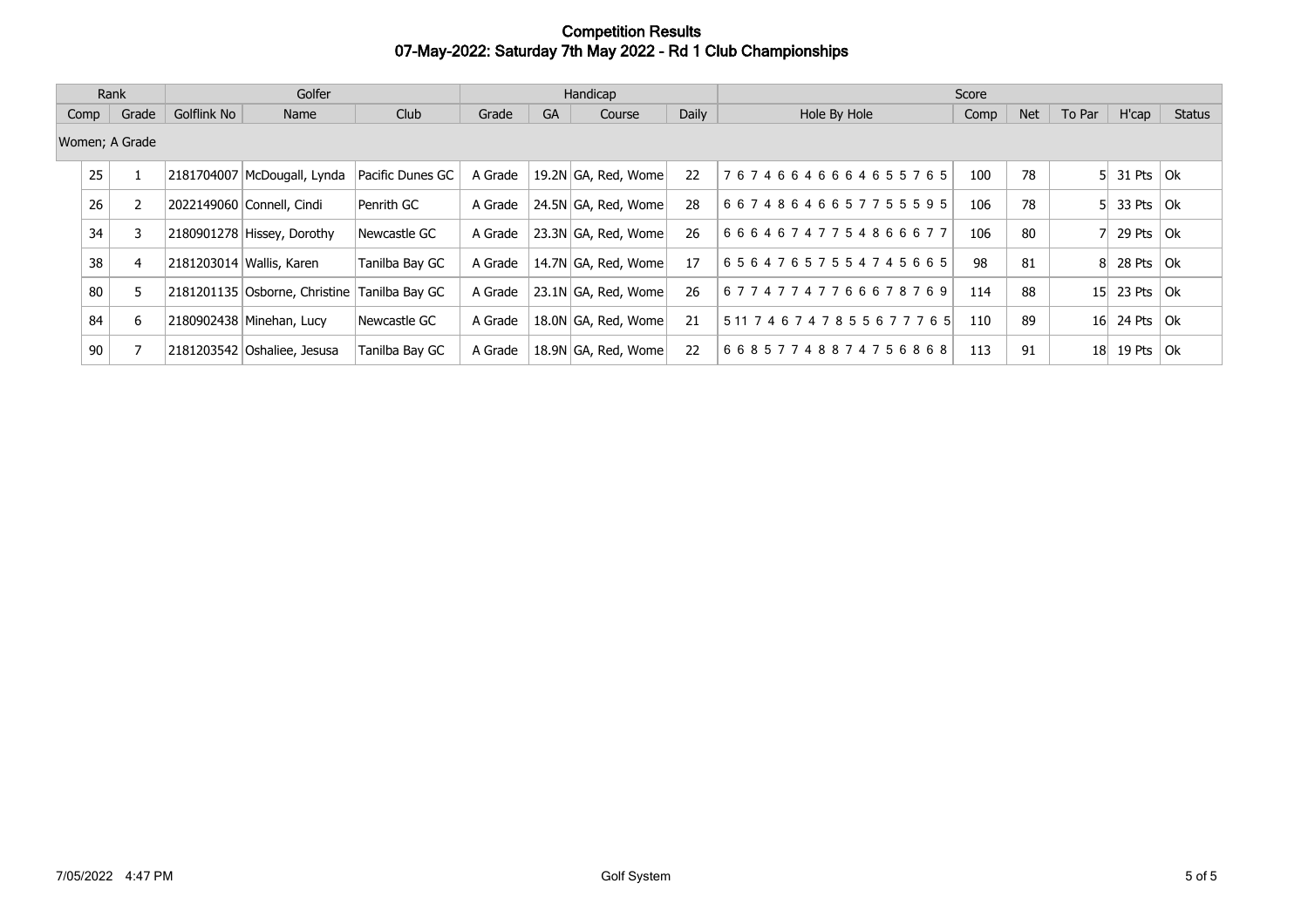# Competition Results
## 07-May-2022: Saturday 7th May 2022 - Rd 1 Club Championships

| Rank | | Golfer | | | Handicap | | | | Score | | | | | |
|---|---|---|---|---|---|---|---|---|---|---|---|---|---|---|
| Comp | Grade | Golflink No | Name | Club | Grade | GA | Course | Daily | Hole By Hole | Comp | Net | To Par | H'cap | Status |
| Women; A Grade | | | | | | | | | | | | | | |
| 25 | 1 | 2181704007 | McDougall, Lynda | Pacific Dunes GC | A Grade | 19.2N | GA, Red, Wome | 22 | 7 6 7 4 6 6 4 6 6 6 4 6 5 5 7 6 5 | 100 | 78 | 5 | 31 Pts | Ok |
| 26 | 2 | 2022149060 | Connell, Cindi | Penrith GC | A Grade | 24.5N | GA, Red, Wome | 28 | 6 6 7 4 8 6 4 6 6 5 7 7 5 5 5 9 5 | 106 | 78 | 5 | 33 Pts | Ok |
| 34 | 3 | 2180901278 | Hissey, Dorothy | Newcastle GC | A Grade | 23.3N | GA, Red, Wome | 26 | 6 6 6 4 6 7 4 7 7 5 4 8 6 6 6 7 7 | 106 | 80 | 7 | 29 Pts | Ok |
| 38 | 4 | 2181203014 | Wallis, Karen | Tanilba Bay GC | A Grade | 14.7N | GA, Red, Wome | 17 | 6 5 6 4 7 6 5 7 5 5 4 7 4 5 6 6 5 | 98 | 81 | 8 | 28 Pts | Ok |
| 80 | 5 | 2181201135 | Osborne, Christine | Tanilba Bay GC | A Grade | 23.1N | GA, Red, Wome | 26 | 6 7 7 4 7 7 4 7 7 6 6 6 7 8 7 6 9 | 114 | 88 | 15 | 23 Pts | Ok |
| 84 | 6 | 2180902438 | Minehan, Lucy | Newcastle GC | A Grade | 18.0N | GA, Red, Wome | 21 | 5 11 7 4 6 7 4 7 8 5 5 6 7 7 7 6 5 | 110 | 89 | 16 | 24 Pts | Ok |
| 90 | 7 | 2181203542 | Oshaliee, Jesusa | Tanilba Bay GC | A Grade | 18.9N | GA, Red, Wome | 22 | 6 6 8 5 7 7 4 8 8 7 4 7 5 6 8 6 8 | 113 | 91 | 18 | 19 Pts | Ok |

7/05/2022 4:47 PM Golf System